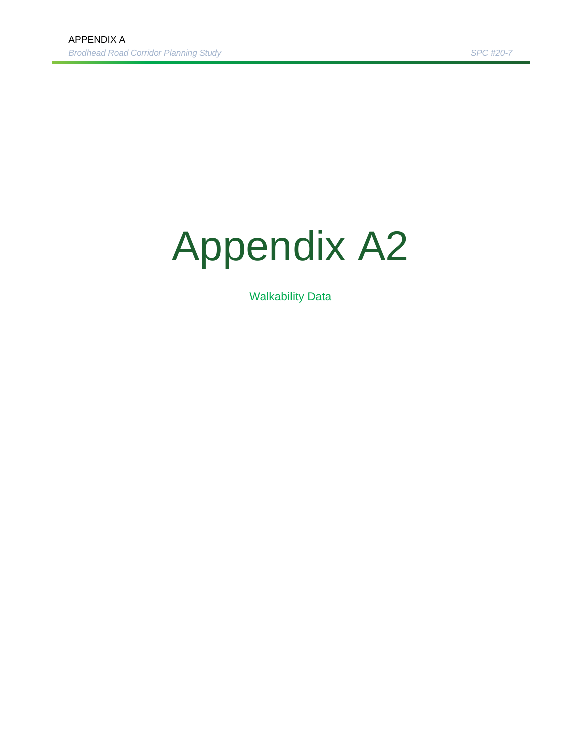# Appendix A2

Walkability Data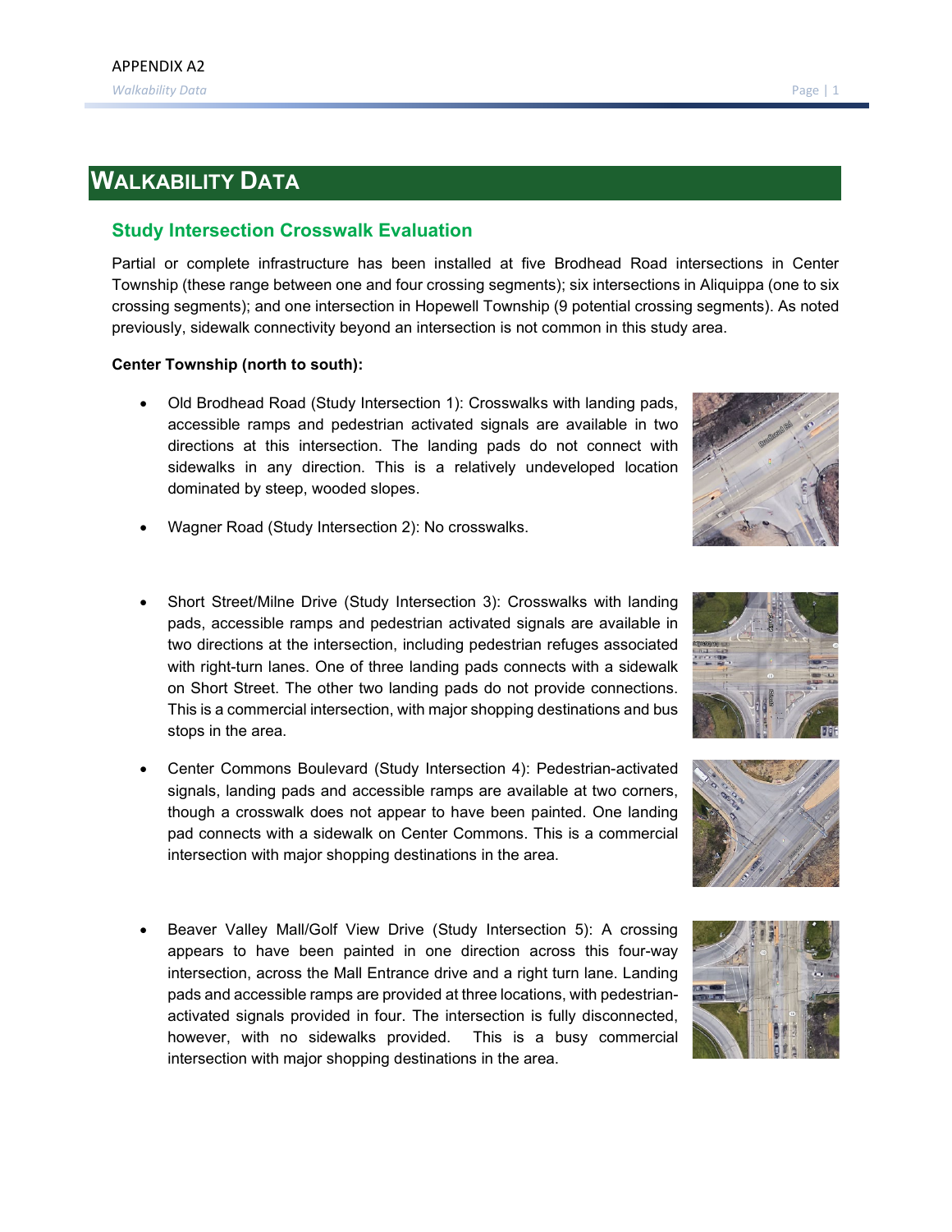# Walkability Data

## Study Intersection Crosswalk Evaluation

Partial or complete infrastructure has been installed at five Brodhead Road intersections in Center Township (these range between one and four crossing segments); six intersections in Aliquippa (one to six crossing segments); and one intersection in Hopewell Township (9 potential crossing segments). As noted previously, sidewalk connectivity beyond an intersection is not common in this study area.

**Center Township (north to south):**

- Old Brodhead Road (Study Intersection 1): Crosswalks with landing pads, accessible ramps and pedestrian activated signals are available in two directions at this intersection. The landing pads do not connect with sidewalks in any direction. This is a relatively undeveloped location dominated by steep, wooded slopes.
- Wagner Road (Study Intersection 2): No crosswalks.
- Short Street/Milne Drive (Study Intersection 3): Crosswalks with landing pads, accessible ramps and pedestrian activated signals are available in two directions at the intersection, including pedestrian refuges associated with right-turn lanes. One of three landing pads connects with a sidewalk on Short Street. The other two landing pads do not provide connections. This is a commercial intersection, with major shopping destinations and bus stops in the area.
- Center Commons Boulevard (Study Intersection 4): Pedestrian-activated signals, landing pads and accessible ramps are available at two corners, though a crosswalk does not appear to have been painted. One landing pad connects with a sidewalk on Center Commons. This is a commercial intersection with major shopping destinations in the area.
- Beaver Valley Mall/Golf View Drive (Study Intersection 5): A crossing appears to have been painted in one direction across this four-way intersection, across the Mall Entrance drive and a right turn lane. Landing pads and accessible ramps are provided at three locations, with pedestrian-activated signals provided in four. The intersection is fully disconnected, however, with no sidewalks provided. This is a busy commercial intersection with major shopping destinations in the area.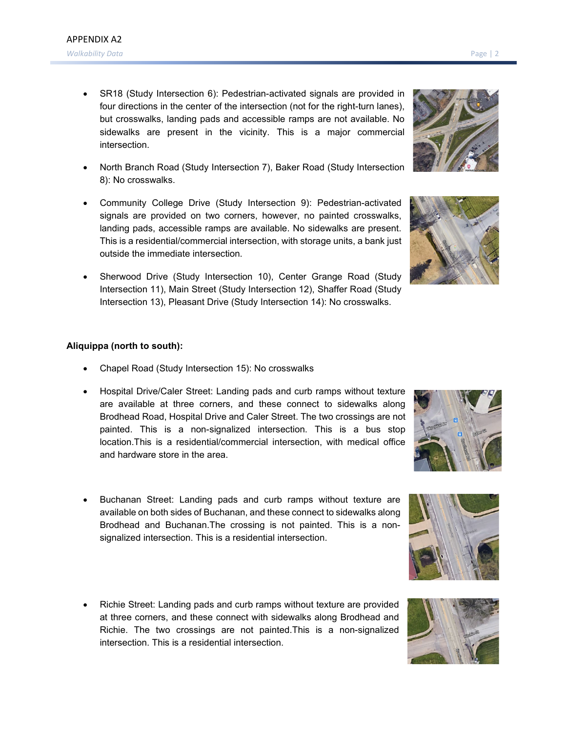- SR18 (Study Intersection 6): Pedestrian-activated signals are provided in four directions in the center of the intersection (not for the right-turn lanes), but crosswalks, landing pads and accessible ramps are not available. No sidewalks are present in the vicinity. This is a major commercial intersection.

- North Branch Road (Study Intersection 7), Baker Road (Study Intersection 8): No crosswalks.

- Community College Drive (Study Intersection 9): Pedestrian-activated signals are provided on two corners, however, no painted crosswalks, landing pads, accessible ramps are available. No sidewalks are present. This is a residential/commercial intersection, with storage units, a bank just outside the immediate intersection.

- Sherwood Drive (Study Intersection 10), Center Grange Road (Study Intersection 11), Main Street (Study Intersection 12), Shaffer Road (Study Intersection 13), Pleasant Drive (Study Intersection 14): No crosswalks.

**Aliquippa (north to south):**

- Chapel Road (Study Intersection 15): No crosswalks

- Hospital Drive/Caler Street: Landing pads and curb ramps without texture are available at three corners, and these connect to sidewalks along Brodhead Road, Hospital Drive and Caler Street. The two crossings are not painted. This is a non-signalized intersection. This is a bus stop location.This is a residential/commercial intersection, with medical office and hardware store in the area.

- Buchanan Street: Landing pads and curb ramps without texture are available on both sides of Buchanan, and these connect to sidewalks along Brodhead and Buchanan.The crossing is not painted. This is a non-signalized intersection. This is a residential intersection.

- Richie Street: Landing pads and curb ramps without texture are provided at three corners, and these connect with sidewalks along Brodhead and Richie. The two crossings are not painted.This is a non-signalized intersection. This is a residential intersection.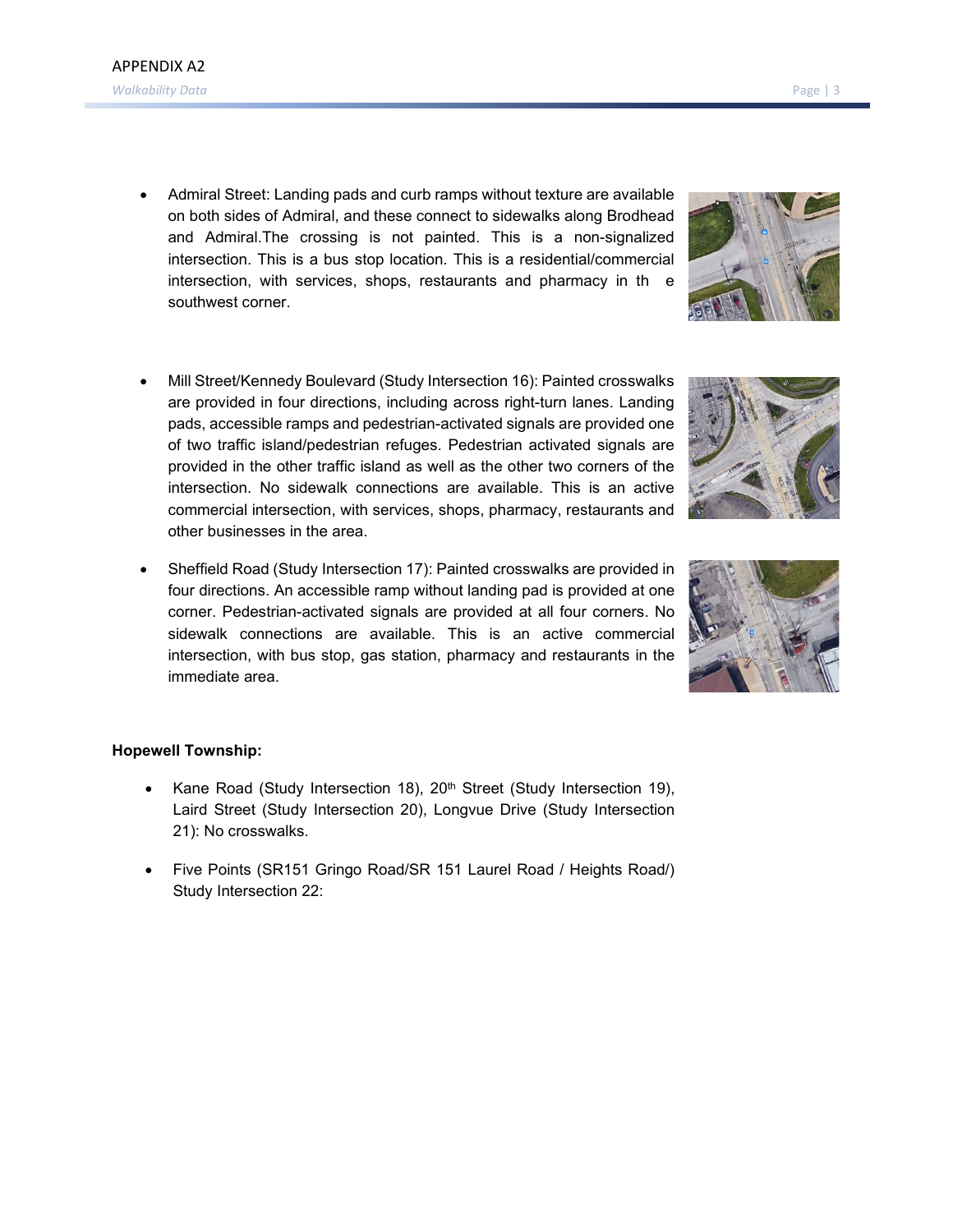- Admiral Street: Landing pads and curb ramps without texture are available on both sides of Admiral, and these connect to sidewalks along Brodhead and Admiral.The crossing is not painted. This is a non-signalized intersection. This is a bus stop location. This is a residential/commercial intersection, with services, shops, restaurants and pharmacy in th e southwest corner.

- Mill Street/Kennedy Boulevard (Study Intersection 16): Painted crosswalks are provided in four directions, including across right-turn lanes. Landing pads, accessible ramps and pedestrian-activated signals are provided one of two traffic island/pedestrian refuges. Pedestrian activated signals are provided in the other traffic island as well as the other two corners of the intersection. No sidewalk connections are available. This is an active commercial intersection, with services, shops, pharmacy, restaurants and other businesses in the area.

- Sheffield Road (Study Intersection 17): Painted crosswalks are provided in four directions. An accessible ramp without landing pad is provided at one corner. Pedestrian-activated signals are provided at all four corners. No sidewalk connections are available. This is an active commercial intersection, with bus stop, gas station, pharmacy and restaurants in the immediate area.

**Hopewell Township:**

- Kane Road (Study Intersection 18), 20th Street (Study Intersection 19), Laird Street (Study Intersection 20), Longvue Drive (Study Intersection 21): No crosswalks.

- Five Points (SR151 Gringo Road/SR 151 Laurel Road / Heights Road/) Study Intersection 22: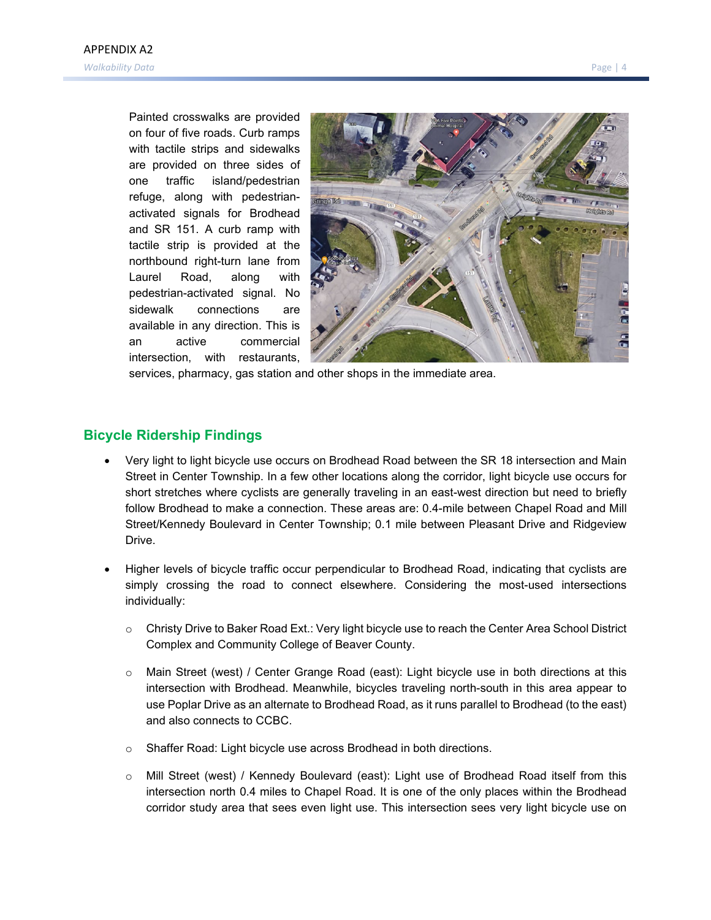Painted crosswalks are provided on four of five roads. Curb ramps with tactile strips and sidewalks are provided on three sides of one traffic island/pedestrian refuge, along with pedestrian-activated signals for Brodhead and SR 151. A curb ramp with tactile strip is provided at the northbound right-turn lane from Laurel Road, along with pedestrian-activated signal. No sidewalk connections are available in any direction. This is an active commercial intersection, with restaurants, services, pharmacy, gas station and other shops in the immediate area.

## Bicycle Ridership Findings

- Very light to light bicycle use occurs on Brodhead Road between the SR 18 intersection and Main Street in Center Township. In a few other locations along the corridor, light bicycle use occurs for short stretches where cyclists are generally traveling in an east-west direction but need to briefly follow Brodhead to make a connection. These areas are: 0.4-mile between Chapel Road and Mill Street/Kennedy Boulevard in Center Township; 0.1 mile between Pleasant Drive and Ridgeview Drive.
- Higher levels of bicycle traffic occur perpendicular to Brodhead Road, indicating that cyclists are simply crossing the road to connect elsewhere. Considering the most-used intersections individually:
  - Christy Drive to Baker Road Ext.: Very light bicycle use to reach the Center Area School District Complex and Community College of Beaver County.
  - Main Street (west) / Center Grange Road (east): Light bicycle use in both directions at this intersection with Brodhead. Meanwhile, bicycles traveling north-south in this area appear to use Poplar Drive as an alternate to Brodhead Road, as it runs parallel to Brodhead (to the east) and also connects to CCBC.
  - Shaffer Road: Light bicycle use across Brodhead in both directions.
  - Mill Street (west) / Kennedy Boulevard (east): Light use of Brodhead Road itself from this intersection north 0.4 miles to Chapel Road. It is one of the only places within the Brodhead corridor study area that sees even light use. This intersection sees very light bicycle use on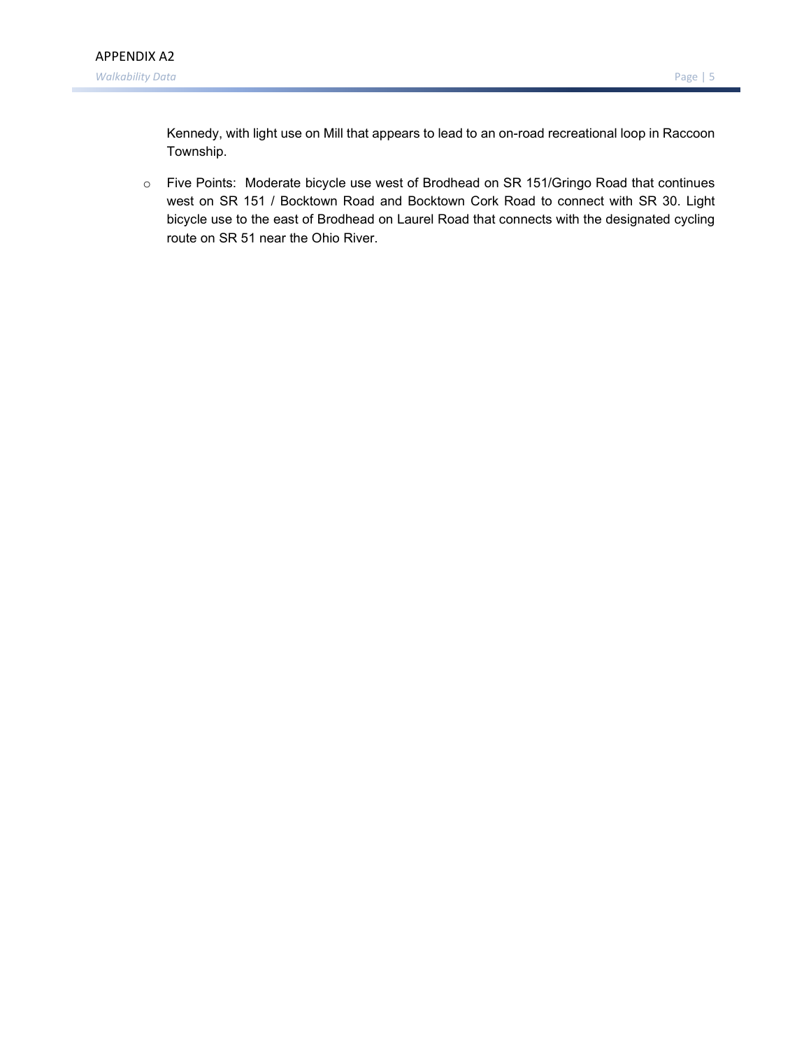Kennedy, with light use on Mill that appears to lead to an on-road recreational loop in Raccoon Township.

- Five Points: Moderate bicycle use west of Brodhead on SR 151/Gringo Road that continues west on SR 151 / Bocktown Road and Bocktown Cork Road to connect with SR 30. Light bicycle use to the east of Brodhead on Laurel Road that connects with the designated cycling route on SR 51 near the Ohio River.